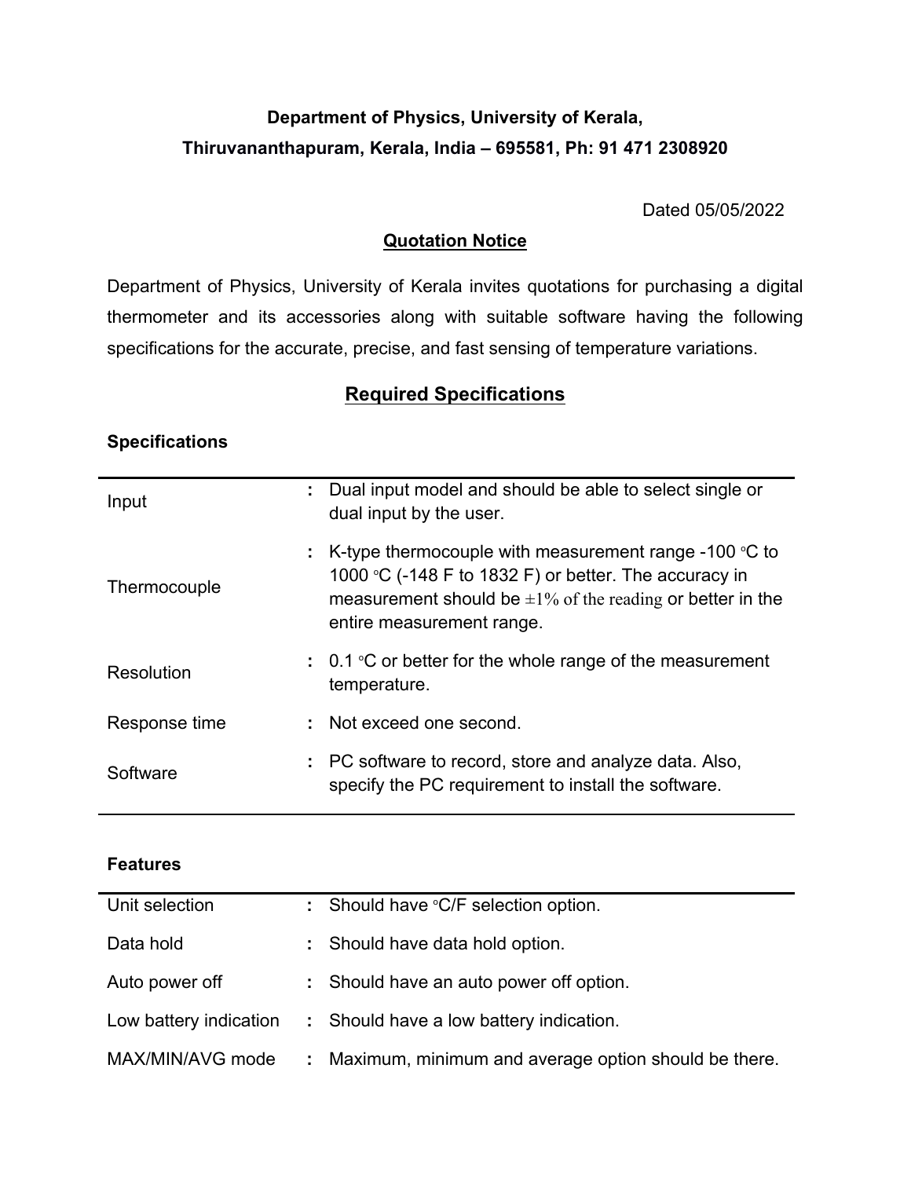**Department of Physics, University of Kerala,**
**Thiruvananthapuram, Kerala, India – 695581, Ph: 91 471 2308920**

Dated 05/05/2022

## Quotation Notice

Department of Physics, University of Kerala invites quotations for purchasing a digital thermometer and its accessories along with suitable software having the following specifications for the accurate, precise, and fast sensing of temperature variations.

## Required Specifications

### Specifications

| | | |
|---|---|---|
| Input | : | Dual input model and should be able to select single or dual input by the user. |
| Thermocouple | : | K-type thermocouple with measurement range -100 °C to 1000 °C (-148 F to 1832 F) or better. The accuracy in measurement should be ±1% of the reading or better in the entire measurement range. |
| Resolution | : | 0.1 °C or better for the whole range of the measurement temperature. |
| Response time | : | Not exceed one second. |
| Software | : | PC software to record, store and analyze data. Also, specify the PC requirement to install the software. |

### Features

| | | |
|---|---|---|
| Unit selection | : | Should have °C/F selection option. |
| Data hold | : | Should have data hold option. |
| Auto power off | : | Should have an auto power off option. |
| Low battery indication | : | Should have a low battery indication. |
| MAX/MIN/AVG mode | : | Maximum, minimum and average option should be there. |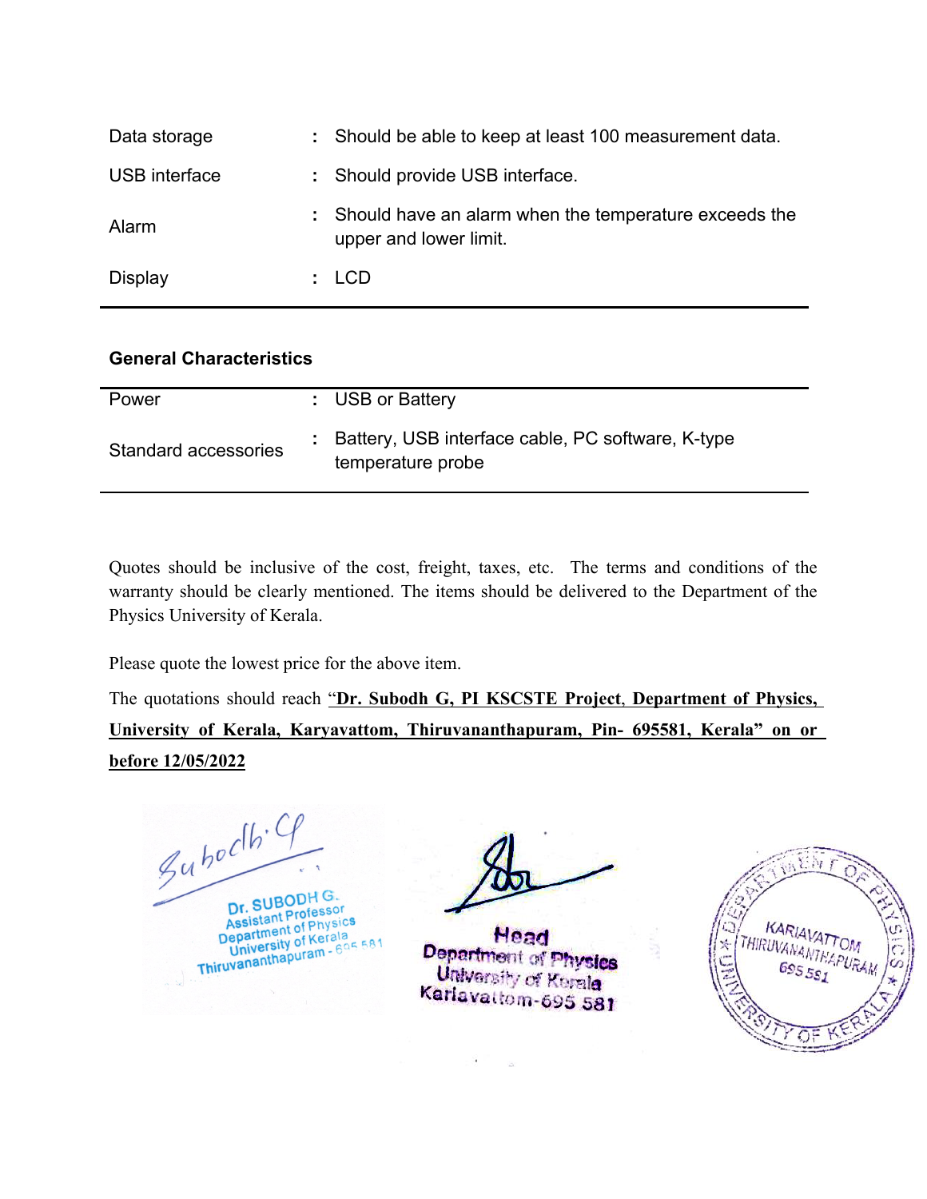| | | |
|---|---|---|
| Data storage | : | Should be able to keep at least 100 measurement data. |
| USB interface | : | Should provide USB interface. |
| Alarm | : | Should have an alarm when the temperature exceeds the upper and lower limit. |
| Display | : | LCD |

**General Characteristics**

| | | |
|---|---|---|
| Power | : | USB or Battery |
| Standard accessories | : | Battery, USB interface cable, PC software, K-type temperature probe |

Quotes should be inclusive of the cost, freight, taxes, etc. The terms and conditions of the warranty should be clearly mentioned. The items should be delivered to the Department of the Physics University of Kerala.

Please quote the lowest price for the above item.

The quotations should reach **"Dr. Subodh G, PI KSCSTE Project, Department of Physics, University of Kerala, Karyavattom, Thiruvananthapuram, Pin- 695581, Kerala" on or before 12/05/2022**

Subodh G

Dr. SUBODH G.
Assistant Professor
Department of Physics
University of Kerala
Thiruvananthapuram - 695 581

Head
Department of Physics
University of Kerala
Kariavattom-695 581

DEPARTMENT OF PHYSICS
KARIAVATTOM
THIRUVANANTHAPURAM
695 581
UNIVERSITY OF KERALA